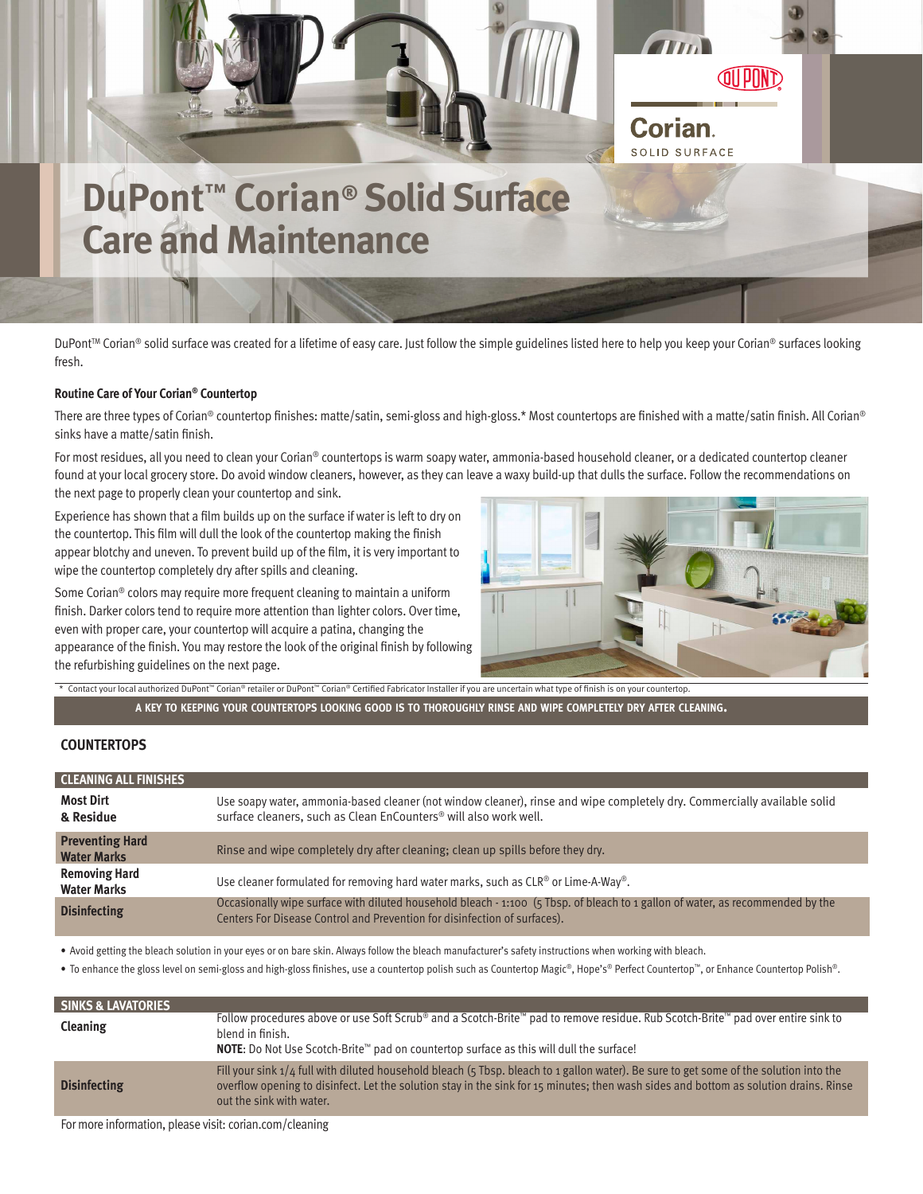# DuPont™ Corian® Solid Surface Care and Maintenance

DuPont™ Corian® solid surface was created for a lifetime of easy care. Just follow the simple guidelines listed here to help you keep your Corian® surfaces looking fresh.

**Routine Care of Your Corian® Countertop**

There are three types of Corian® countertop finishes: matte/satin, semi-gloss and high-gloss.* Most countertops are finished with a matte/satin finish. All Corian® sinks have a matte/satin finish.

For most residues, all you need to clean your Corian® countertops is warm soapy water, ammonia-based household cleaner, or a dedicated countertop cleaner found at your local grocery store. Do avoid window cleaners, however, as they can leave a waxy build-up that dulls the surface. Follow the recommendations on the next page to properly clean your countertop and sink.

Experience has shown that a film builds up on the surface if water is left to dry on the countertop. This film will dull the look of the countertop making the finish appear blotchy and uneven. To prevent build up of the film, it is very important to wipe the countertop completely dry after spills and cleaning.

Some Corian® colors may require more frequent cleaning to maintain a uniform finish. Darker colors tend to require more attention than lighter colors. Over time, even with proper care, your countertop will acquire a patina, changing the appearance of the finish. You may restore the look of the original finish by following the refurbishing guidelines on the next page.

\* Contact your local authorized DuPont™ Corian® retailer or DuPont™ Corian® Certified Fabricator Installer if you are uncertain what type of finish is on your countertop.

**A KEY TO KEEPING YOUR COUNTERTOPS LOOKING GOOD IS TO THOROUGHLY RINSE AND WIPE COMPLETELY DRY AFTER CLEANING.**

## COUNTERTOPS

| CLEANING ALL FINISHES | |
|---|---|
| **Most Dirt & Residue** | Use soapy water, ammonia-based cleaner (not window cleaner), rinse and wipe completely dry. Commercially available solid surface cleaners, such as Clean EnCounters® will also work well. |
| **Preventing Hard Water Marks** | Rinse and wipe completely dry after cleaning; clean up spills before they dry. |
| **Removing Hard Water Marks** | Use cleaner formulated for removing hard water marks, such as CLR® or Lime-A-Way®. |
| **Disinfecting** | Occasionally wipe surface with diluted household bleach - 1:100 (5 Tbsp. of bleach to 1 gallon of water, as recommended by the Centers For Disease Control and Prevention for disinfection of surfaces). |

- Avoid getting the bleach solution in your eyes or on bare skin. Always follow the bleach manufacturer's safety instructions when working with bleach.
- To enhance the gloss level on semi-gloss and high-gloss finishes, use a countertop polish such as Countertop Magic®, Hope's® Perfect Countertop™, or Enhance Countertop Polish®.

| SINKS & LAVATORIES | |
|---|---|
| **Cleaning** | Follow procedures above or use Soft Scrub® and a Scotch-Brite™ pad to remove residue. Rub Scotch-Brite™ pad over entire sink to blend in finish. **NOTE**: Do Not Use Scotch-Brite™ pad on countertop surface as this will dull the surface! |
| **Disinfecting** | Fill your sink 1/4 full with diluted household bleach (5 Tbsp. bleach to 1 gallon water). Be sure to get some of the solution into the overflow opening to disinfect. Let the solution stay in the sink for 15 minutes; then wash sides and bottom as solution drains. Rinse out the sink with water. |

For more information, please visit: corian.com/cleaning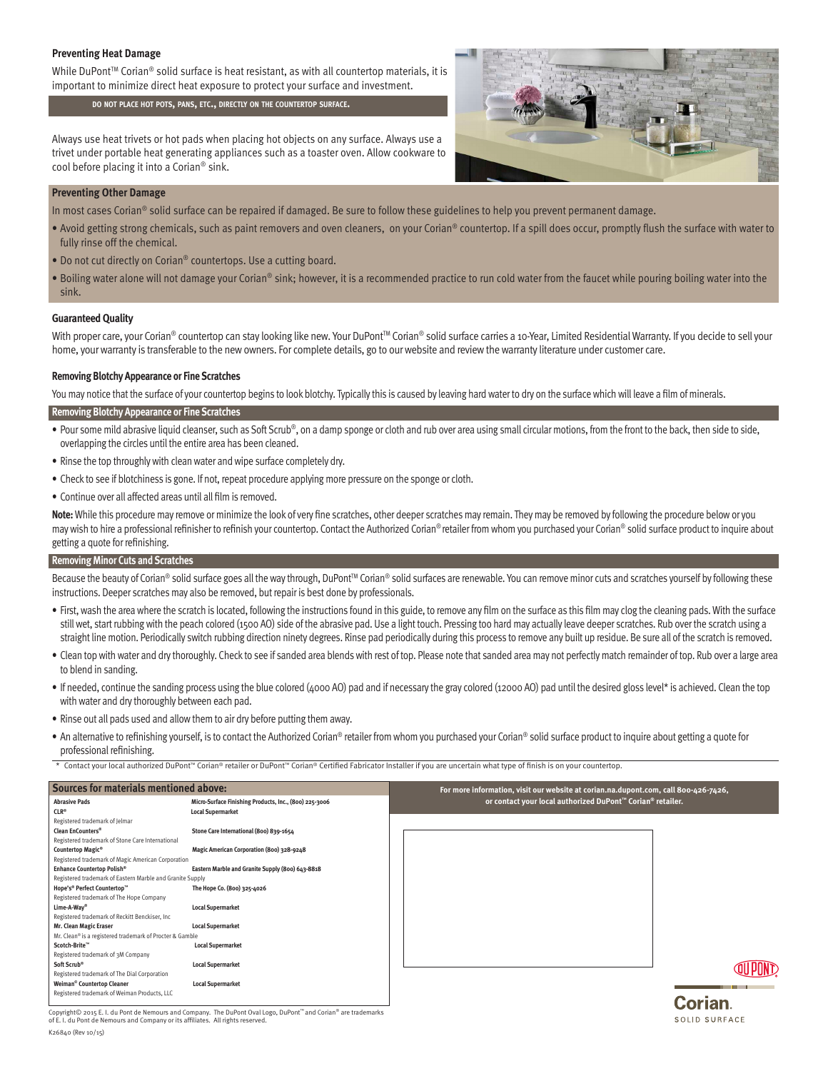### Preventing Heat Damage

While DuPont™ Corian® solid surface is heat resistant, as with all countertop materials, it is important to minimize direct heat exposure to protect your surface and investment.

**DO NOT PLACE HOT POTS, PANS, ETC., DIRECTLY ON THE COUNTERTOP SURFACE.**

Always use heat trivets or hot pads when placing hot objects on any surface. Always use a trivet under portable heat generating appliances such as a toaster oven. Allow cookware to cool before placing it into a Corian® sink.

### Preventing Other Damage

In most cases Corian® solid surface can be repaired if damaged. Be sure to follow these guidelines to help you prevent permanent damage.

- Avoid getting strong chemicals, such as paint removers and oven cleaners, on your Corian® countertop. If a spill does occur, promptly flush the surface with water to fully rinse off the chemical.
- Do not cut directly on Corian® countertops. Use a cutting board.
- Boiling water alone will not damage your Corian® sink; however, it is a recommended practice to run cold water from the faucet while pouring boiling water into the sink.

### Guaranteed Quality

With proper care, your Corian® countertop can stay looking like new. Your DuPont™ Corian® solid surface carries a 10-Year, Limited Residential Warranty. If you decide to sell your home, your warranty is transferable to the new owners. For complete details, go to our website and review the warranty literature under customer care.

### Removing Blotchy Appearance or Fine Scratches

You may notice that the surface of your countertop begins to look blotchy. Typically this is caused by leaving hard water to dry on the surface which will leave a film of minerals.

### Removing Blotchy Appearance or Fine Scratches

- Pour some mild abrasive liquid cleanser, such as Soft Scrub®, on a damp sponge or cloth and rub over area using small circular motions, from the front to the back, then side to side, overlapping the circles until the entire area has been cleaned.
- Rinse the top throughly with clean water and wipe surface completely dry.
- Check to see if blotchiness is gone. If not, repeat procedure applying more pressure on the sponge or cloth.
- Continue over all affected areas until all film is removed.

**Note:** While this procedure may remove or minimize the look of very fine scratches, other deeper scratches may remain. They may be removed by following the procedure below or you may wish to hire a professional refinisher to refinish your countertop. Contact the Authorized Corian® retailer from whom you purchased your Corian® solid surface product to inquire about getting a quote for refinishing.

### Removing Minor Cuts and Scratches

Because the beauty of Corian® solid surface goes all the way through, DuPont™ Corian® solid surfaces are renewable. You can remove minor cuts and scratches yourself by following these instructions. Deeper scratches may also be removed, but repair is best done by professionals.

- First, wash the area where the scratch is located, following the instructions found in this guide, to remove any film on the surface as this film may clog the cleaning pads. With the surface still wet, start rubbing with the peach colored (1500 AO) side of the abrasive pad. Use a light touch. Pressing too hard may actually leave deeper scratches. Rub over the scratch using a straight line motion. Periodically switch rubbing direction ninety degrees. Rinse pad periodically during this process to remove any built up residue. Be sure all of the scratch is removed.
- Clean top with water and dry thoroughly. Check to see if sanded area blends with rest of top. Please note that sanded area may not perfectly match remainder of top. Rub over a large area to blend in sanding.
- If needed, continue the sanding process using the blue colored (4000 AO) pad and if necessary the gray colored (12000 AO) pad until the desired gloss level* is achieved. Clean the top with water and dry thoroughly between each pad.
- Rinse out all pads used and allow them to air dry before putting them away.
- An alternative to refinishing yourself, is to contact the Authorized Corian® retailer from whom you purchased your Corian® solid surface product to inquire about getting a quote for professional refinishing.

\* Contact your local authorized DuPont™ Corian® retailer or DuPont™ Corian® Certified Fabricator Installer if you are uncertain what type of finish is on your countertop.

### Sources for materials mentioned above:

| | |
|---|---|
| **Abrasive Pads** | **Micro-Surface Finishing Products, Inc., (800) 225-3006** |
| **CLR®** Registered trademark of Jelmar | **Local Supermarket** |
| **Clean EnCounters®** Registered trademark of Stone Care International | **Stone Care International (800) 839-1654** |
| **Countertop Magic®** Registered trademark of Magic American Corporation | **Magic American Corporation (800) 328-9248** |
| **Enhance Countertop Polish®** Registered trademark of Eastern Marble and Granite Supply | **Eastern Marble and Granite Supply (800) 643-8818** |
| **Hope's® Perfect Countertop™** Registered trademark of The Hope Company | **The Hope Co. (800) 325-4026** |
| **Lime-A-Way®** Registered trademark of Reckitt Benckiser, Inc | **Local Supermarket** |
| **Mr. Clean Magic Eraser** Mr. Clean® is a registered trademark of Procter & Gamble | **Local Supermarket** |
| **Scotch-Brite™** Registered trademark of 3M Company | **Local Supermarket** |
| **Soft Scrub®** Registered trademark of The Dial Corporation | **Local Supermarket** |
| **Weiman® Countertop Cleaner** Registered trademark of Weiman Products, LLC | **Local Supermarket** |

**For more information, visit our website at corian.na.dupont.com, call 800-426-7426, or contact your local authorized DuPont™ Corian® retailer.**

DUPONT

Corian. SOLID SURFACE

Copyright© 2015 E. I. du Pont de Nemours and Company. The DuPont Oval Logo, DuPont™ and Corian® are trademarks of E. I. du Pont de Nemours and Company or its affiliates. All rights reserved.

K26840 (Rev 10/15)